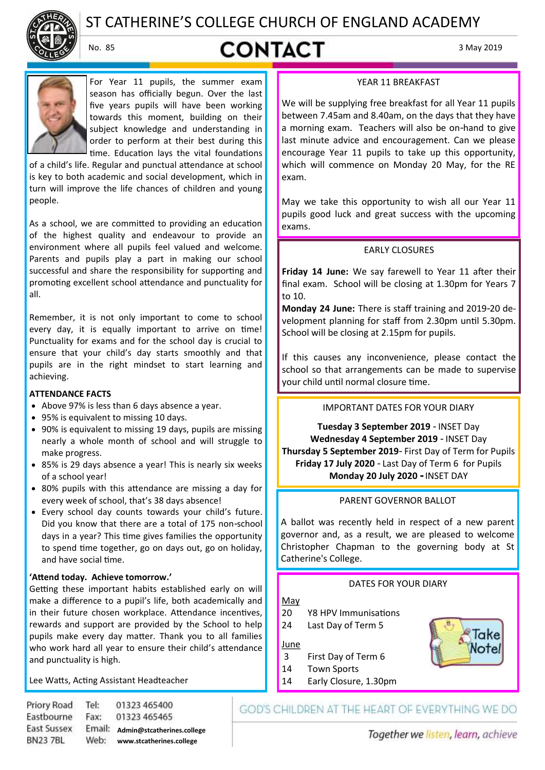# ST CATHERINE'S COLLEGE CHURCH OF ENGLAND ACADEMY

No. 85

# CONTACT

3 May 2019

For Year 11 pupils, the summer exam season has officially begun. Over the last five years pupils will have been working towards this moment, building on their subject knowledge and understanding in order to perform at their best during this time. Education lays the vital foundations of a child's life. Regular and punctual attendance at school is key to both academic and social development, which in turn will improve the life chances of children and young people.

As a school, we are committed to providing an education of the highest quality and endeavour to provide an environment where all pupils feel valued and welcome. Parents and pupils play a part in making our school successful and share the responsibility for supporting and promoting excellent school attendance and punctuality for all.

Remember, it is not only important to come to school every day, it is equally important to arrive on time! Punctuality for exams and for the school day is crucial to ensure that your child's day starts smoothly and that pupils are in the right mindset to start learning and achieving.

**ATTENDANCE FACTS**

- Above 97% is less than 6 days absence a year.
- 95% is equivalent to missing 10 days.
- 90% is equivalent to missing 19 days, pupils are missing nearly a whole month of school and will struggle to make progress.
- 85% is 29 days absence a year! This is nearly six weeks of a school year!
- 80% pupils with this attendance are missing a day for every week of school, that's 38 days absence!
- Every school day counts towards your child's future. Did you know that there are a total of 175 non-school days in a year? This time gives families the opportunity to spend time together, go on days out, go on holiday, and have social time.

**'Attend today. Achieve tomorrow.'**

Getting these important habits established early on will make a difference to a pupil's life, both academically and in their future chosen workplace. Attendance incentives, rewards and support are provided by the School to help pupils make every day matter. Thank you to all families who work hard all year to ensure their child's attendance and punctuality is high.

Lee Watts, Acting Assistant Headteacher

## YEAR 11 BREAKFAST

We will be supplying free breakfast for all Year 11 pupils between 7.45am and 8.40am, on the days that they have a morning exam. Teachers will also be on-hand to give last minute advice and encouragement. Can we please encourage Year 11 pupils to take up this opportunity, which will commence on Monday 20 May, for the RE exam.

May we take this opportunity to wish all our Year 11 pupils good luck and great success with the upcoming exams.

## EARLY CLOSURES

**Friday 14 June:** We say farewell to Year 11 after their final exam. School will be closing at 1.30pm for Years 7 to 10.

**Monday 24 June:** There is staff training and 2019-20 development planning for staff from 2.30pm until 5.30pm. School will be closing at 2.15pm for pupils.

If this causes any inconvenience, please contact the school so that arrangements can be made to supervise your child until normal closure time.

## IMPORTANT DATES FOR YOUR DIARY

**Tuesday 3 September 2019** - INSET Day
**Wednesday 4 September 2019** - INSET Day
**Thursday 5 September 2019**- First Day of Term for Pupils
**Friday 17 July 2020** - Last Day of Term 6 for Pupils
**Monday 20 July 2020 -** INSET DAY

## PARENT GOVERNOR BALLOT

A ballot was recently held in respect of a new parent governor and, as a result, we are pleased to welcome Christopher Chapman to the governing body at St Catherine's College.

## DATES FOR YOUR DIARY

May

| | |
|---|---|
| 20 | Y8 HPV Immunisations |
| 24 | Last Day of Term 5 |

June

| | |
|---|---|
| 3 | First Day of Term 6 |
| 14 | Town Sports |
| 14 | Early Closure, 1.30pm |

Priory Road, Eastbourne, East Sussex, BN23 7BL
Tel: 01323 465400
Fax: 01323 465465
Email: Admin@stcatherines.college
Web: www.stcatherines.college

GOD'S CHILDREN AT THE HEART OF EVERYTHING WE DO

*Together we listen, learn, achieve*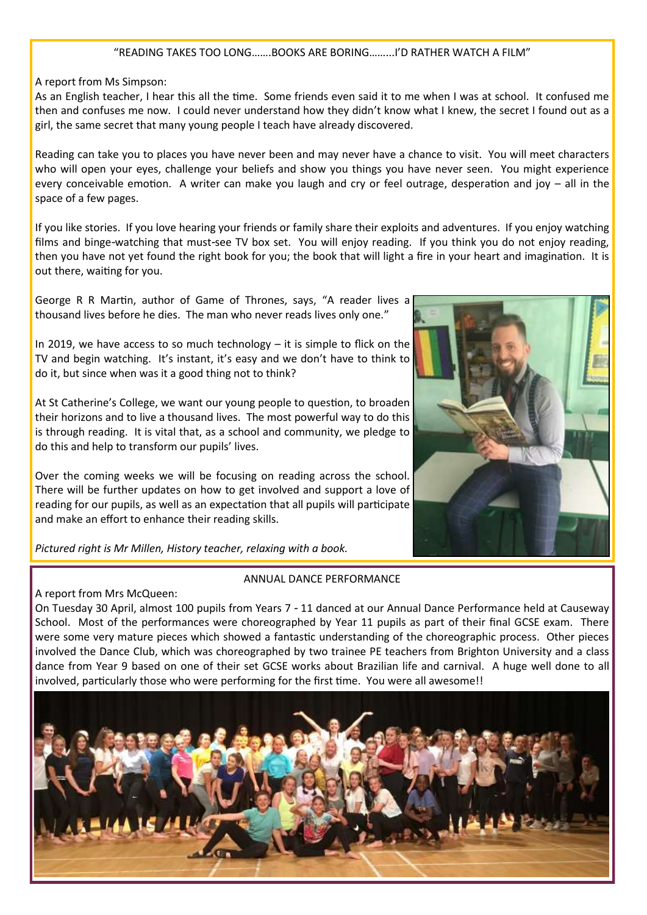## "READING TAKES TOO LONG…….BOOKS ARE BORING……..I'D RATHER WATCH A FILM"

A report from Ms Simpson:

As an English teacher, I hear this all the time. Some friends even said it to me when I was at school. It confused me then and confuses me now. I could never understand how they didn't know what I knew, the secret I found out as a girl, the same secret that many young people I teach have already discovered.

Reading can take you to places you have never been and may never have a chance to visit. You will meet characters who will open your eyes, challenge your beliefs and show you things you have never seen. You might experience every conceivable emotion. A writer can make you laugh and cry or feel outrage, desperation and joy – all in the space of a few pages.

If you like stories. If you love hearing your friends or family share their exploits and adventures. If you enjoy watching films and binge-watching that must-see TV box set. You will enjoy reading. If you think you do not enjoy reading, then you have not yet found the right book for you; the book that will light a fire in your heart and imagination. It is out there, waiting for you.

George R R Martin, author of Game of Thrones, says, "A reader lives a thousand lives before he dies. The man who never reads lives only one."

In 2019, we have access to so much technology – it is simple to flick on the TV and begin watching. It's instant, it's easy and we don't have to think to do it, but since when was it a good thing not to think?

At St Catherine's College, we want our young people to question, to broaden their horizons and to live a thousand lives. The most powerful way to do this is through reading. It is vital that, as a school and community, we pledge to do this and help to transform our pupils' lives.

Over the coming weeks we will be focusing on reading across the school. There will be further updates on how to get involved and support a love of reading for our pupils, as well as an expectation that all pupils will participate and make an effort to enhance their reading skills.

*Pictured right is Mr Millen, History teacher, relaxing with a book.*

## ANNUAL DANCE PERFORMANCE

A report from Mrs McQueen:

On Tuesday 30 April, almost 100 pupils from Years 7 - 11 danced at our Annual Dance Performance held at Causeway School. Most of the performances were choreographed by Year 11 pupils as part of their final GCSE exam. There were some very mature pieces which showed a fantastic understanding of the choreographic process. Other pieces involved the Dance Club, which was choreographed by two trainee PE teachers from Brighton University and a class dance from Year 9 based on one of their set GCSE works about Brazilian life and carnival. A huge well done to all involved, particularly those who were performing for the first time. You were all awesome!!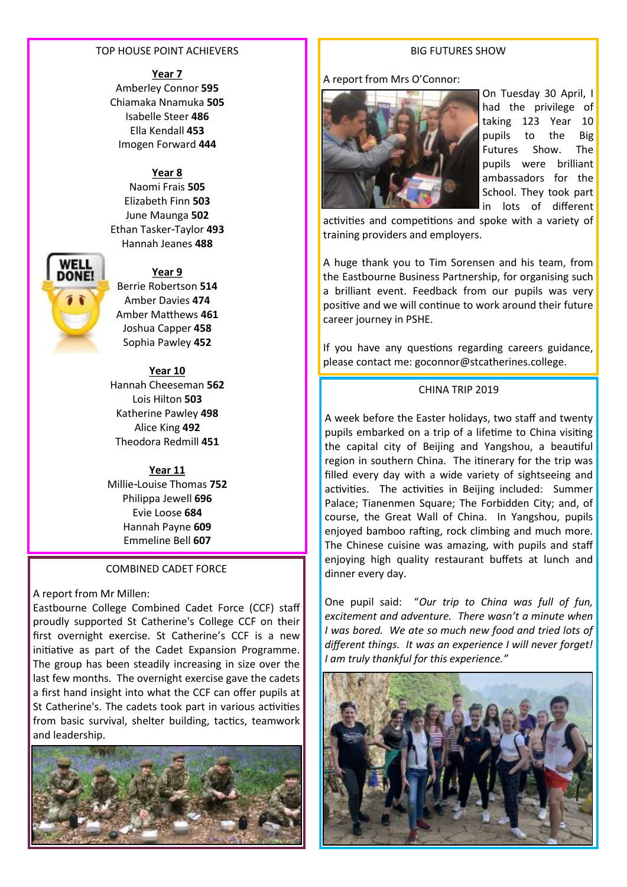## TOP HOUSE POINT ACHIEVERS

### Year 7

Amberley Connor **595**
Chiamaka Nnamuka **505**
Isabelle Steer **486**
Ella Kendall **453**
Imogen Forward **444**

### Year 8

Naomi Frais **505**
Elizabeth Finn **503**
June Maunga **502**
Ethan Tasker-Taylor **493**
Hannah Jeanes **488**

### Year 9

Berrie Robertson **514**
Amber Davies **474**
Amber Matthews **461**
Joshua Capper **458**
Sophia Pawley **452**

### Year 10

Hannah Cheeseman **562**
Lois Hilton **503**
Katherine Pawley **498**
Alice King **492**
Theodora Redmill **451**

### Year 11

Millie-Louise Thomas **752**
Philippa Jewell **696**
Evie Loose **684**
Hannah Payne **609**
Emmeline Bell **607**

## COMBINED CADET FORCE

A report from Mr Millen:
Eastbourne College Combined Cadet Force (CCF) staff proudly supported St Catherine's College CCF on their first overnight exercise. St Catherine's CCF is a new initiative as part of the Cadet Expansion Programme. The group has been steadily increasing in size over the last few months. The overnight exercise gave the cadets a first hand insight into what the CCF can offer pupils at St Catherine's. The cadets took part in various activities from basic survival, shelter building, tactics, teamwork and leadership.

## BIG FUTURES SHOW

A report from Mrs O'Connor:
On Tuesday 30 April, I had the privilege of taking 123 Year 10 pupils to the Big Futures Show. The pupils were brilliant ambassadors for the School. They took part in lots of different activities and competitions and spoke with a variety of training providers and employers.

A huge thank you to Tim Sorensen and his team, from the Eastbourne Business Partnership, for organising such a brilliant event. Feedback from our pupils was very positive and we will continue to work around their future career journey in PSHE.

If you have any questions regarding careers guidance, please contact me: goconnor@stcatherines.college.

## CHINA TRIP 2019

A week before the Easter holidays, two staff and twenty pupils embarked on a trip of a lifetime to China visiting the capital city of Beijing and Yangshou, a beautiful region in southern China. The itinerary for the trip was filled every day with a wide variety of sightseeing and activities. The activities in Beijing included: Summer Palace; Tianenmen Square; The Forbidden City; and, of course, the Great Wall of China. In Yangshou, pupils enjoyed bamboo rafting, rock climbing and much more. The Chinese cuisine was amazing, with pupils and staff enjoying high quality restaurant buffets at lunch and dinner every day.

One pupil said: "*Our trip to China was full of fun, excitement and adventure. There wasn't a minute when I was bored. We ate so much new food and tried lots of different things. It was an experience I will never forget! I am truly thankful for this experience.*"